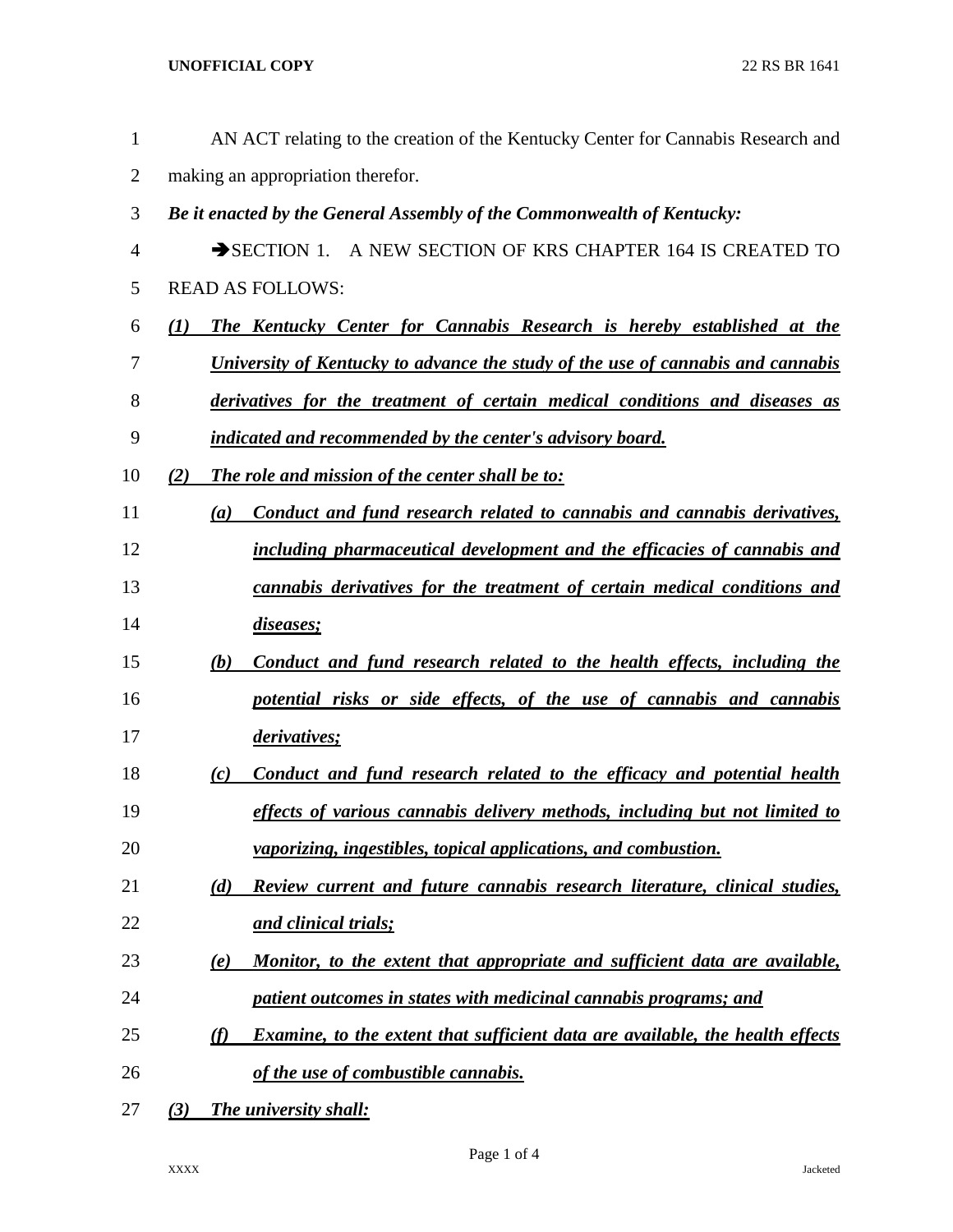AN ACT relating to the creation of the Kentucky Center for Cannabis Research and making an appropriation therefor.

***Be it enacted by the General Assembly of the Commonwealth of Kentucky:***

→SECTION 1. A NEW SECTION OF KRS CHAPTER 164 IS CREATED TO READ AS FOLLOWS:

***(1) The Kentucky Center for Cannabis Research is hereby established at the University of Kentucky to advance the study of the use of cannabis and cannabis derivatives for the treatment of certain medical conditions and diseases as indicated and recommended by the center's advisory board.***

***(2) The role and mission of the center shall be to:***

***(a) Conduct and fund research related to cannabis and cannabis derivatives, including pharmaceutical development and the efficacies of cannabis and cannabis derivatives for the treatment of certain medical conditions and diseases;***

***(b) Conduct and fund research related to the health effects, including the potential risks or side effects, of the use of cannabis and cannabis derivatives;***

***(c) Conduct and fund research related to the efficacy and potential health effects of various cannabis delivery methods, including but not limited to vaporizing, ingestibles, topical applications, and combustion.***

***(d) Review current and future cannabis research literature, clinical studies, and clinical trials;***

***(e) Monitor, to the extent that appropriate and sufficient data are available, patient outcomes in states with medicinal cannabis programs; and***

***(f) Examine, to the extent that sufficient data are available, the health effects of the use of combustible cannabis.***

***(3) The university shall:***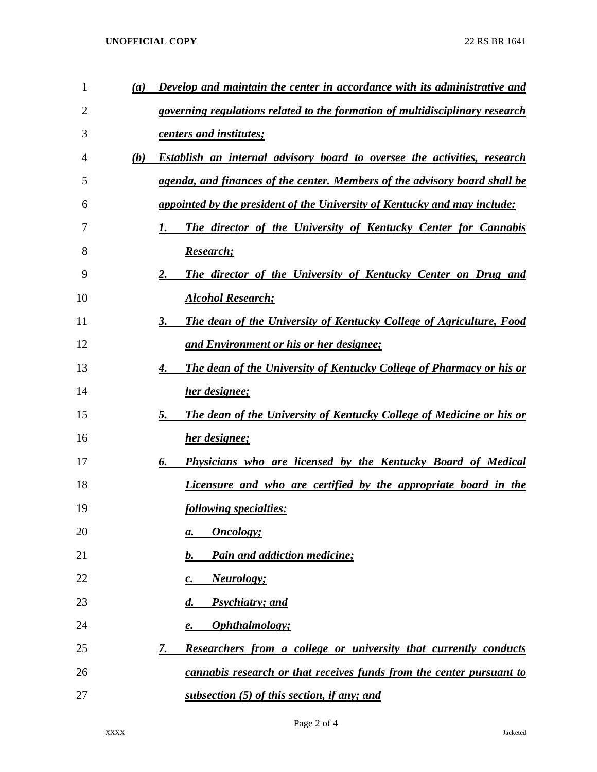*(a)* ***Develop and maintain the center in accordance with its administrative and governing regulations related to the formation of multidisciplinary research centers and institutes;***

*(b)* ***Establish an internal advisory board to oversee the activities, research agenda, and finances of the center. Members of the advisory board shall be appointed by the president of the University of Kentucky and may include:***

1. ***The director of the University of Kentucky Center for Cannabis Research;***
2. ***The director of the University of Kentucky Center on Drug and Alcohol Research;***
3. ***The dean of the University of Kentucky College of Agriculture, Food and Environment or his or her designee;***
4. ***The dean of the University of Kentucky College of Pharmacy or his or her designee;***
5. ***The dean of the University of Kentucky College of Medicine or his or her designee;***
6. ***Physicians who are licensed by the Kentucky Board of Medical Licensure and who are certified by the appropriate board in the following specialties:***
   a. ***Oncology;***
   b. ***Pain and addiction medicine;***
   c. ***Neurology;***
   d. ***Psychiatry; and***
   e. ***Ophthalmology;***
7. ***Researchers from a college or university that currently conducts cannabis research or that receives funds from the center pursuant to subsection (5) of this section, if any; and***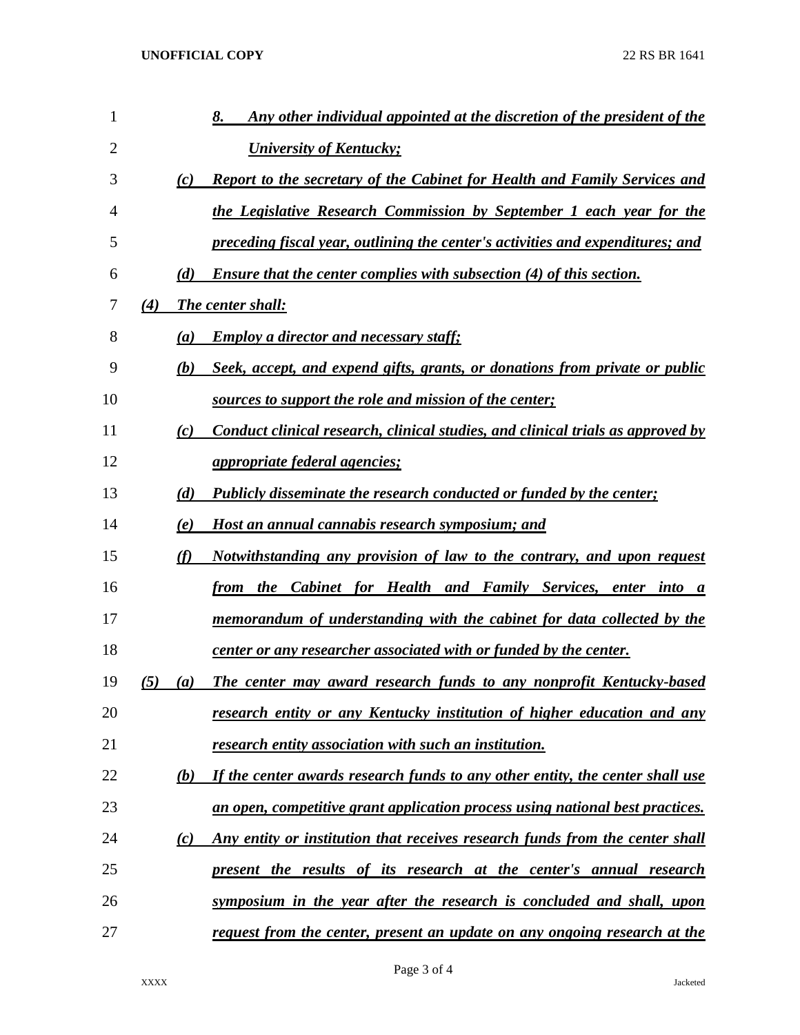8. *Any other individual appointed at the discretion of the president of the University of Kentucky;*

(c) *Report to the secretary of the Cabinet for Health and Family Services and the Legislative Research Commission by September 1 each year for the preceding fiscal year, outlining the center's activities and expenditures; and*

(d) *Ensure that the center complies with subsection (4) of this section.*

(4) *The center shall:*

(a) *Employ a director and necessary staff;*

(b) *Seek, accept, and expend gifts, grants, or donations from private or public sources to support the role and mission of the center;*

(c) *Conduct clinical research, clinical studies, and clinical trials as approved by appropriate federal agencies;*

(d) *Publicly disseminate the research conducted or funded by the center;*

(e) *Host an annual cannabis research symposium; and*

(f) *Notwithstanding any provision of law to the contrary, and upon request from the Cabinet for Health and Family Services, enter into a memorandum of understanding with the cabinet for data collected by the center or any researcher associated with or funded by the center.*

(5) (a) *The center may award research funds to any nonprofit Kentucky-based research entity or any Kentucky institution of higher education and any research entity association with such an institution.*

(b) *If the center awards research funds to any other entity, the center shall use an open, competitive grant application process using national best practices.*

(c) *Any entity or institution that receives research funds from the center shall present the results of its research at the center's annual research symposium in the year after the research is concluded and shall, upon request from the center, present an update on any ongoing research at the*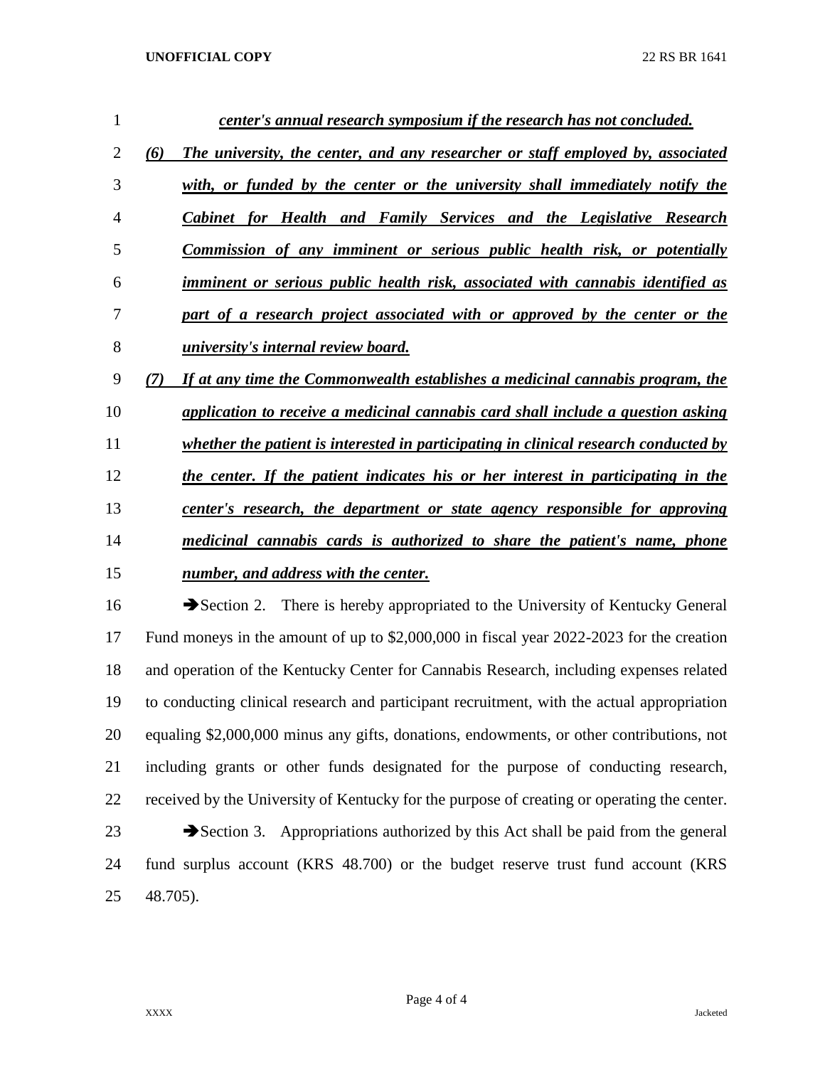***center's annual research symposium if the research has not concluded.***

***(6) The university, the center, and any researcher or staff employed by, associated with, or funded by the center or the university shall immediately notify the Cabinet for Health and Family Services and the Legislative Research Commission of any imminent or serious public health risk, or potentially imminent or serious public health risk, associated with cannabis identified as part of a research project associated with or approved by the center or the university's internal review board.***

***(7) If at any time the Commonwealth establishes a medicinal cannabis program, the application to receive a medicinal cannabis card shall include a question asking whether the patient is interested in participating in clinical research conducted by the center. If the patient indicates his or her interest in participating in the center's research, the department or state agency responsible for approving medicinal cannabis cards is authorized to share the patient's name, phone number, and address with the center.***

➔Section 2. There is hereby appropriated to the University of Kentucky General Fund moneys in the amount of up to $2,000,000 in fiscal year 2022-2023 for the creation and operation of the Kentucky Center for Cannabis Research, including expenses related to conducting clinical research and participant recruitment, with the actual appropriation equaling $2,000,000 minus any gifts, donations, endowments, or other contributions, not including grants or other funds designated for the purpose of conducting research, received by the University of Kentucky for the purpose of creating or operating the center.

➔Section 3. Appropriations authorized by this Act shall be paid from the general fund surplus account (KRS 48.700) or the budget reserve trust fund account (KRS 48.705).